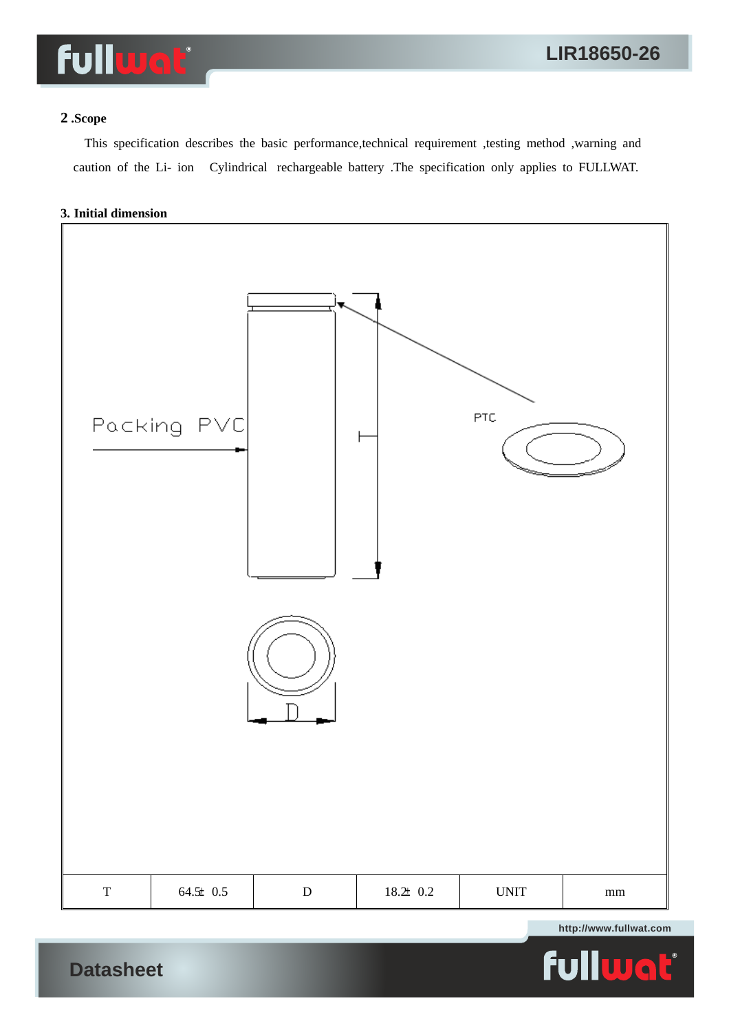## 2 .Scope

This specification describes the basic performance,technical requirement ,testing method ,warning and caution of the Li- ion Cylindrical rechargeable battery .The specification only applies to FULLWAT.

## 3. Initial dimension

Packing PVC

PTC

| T | 64.5± 0.5 | D | 18.2± 0.2 | UNIT | mm |
|---|---|---|---|---|---|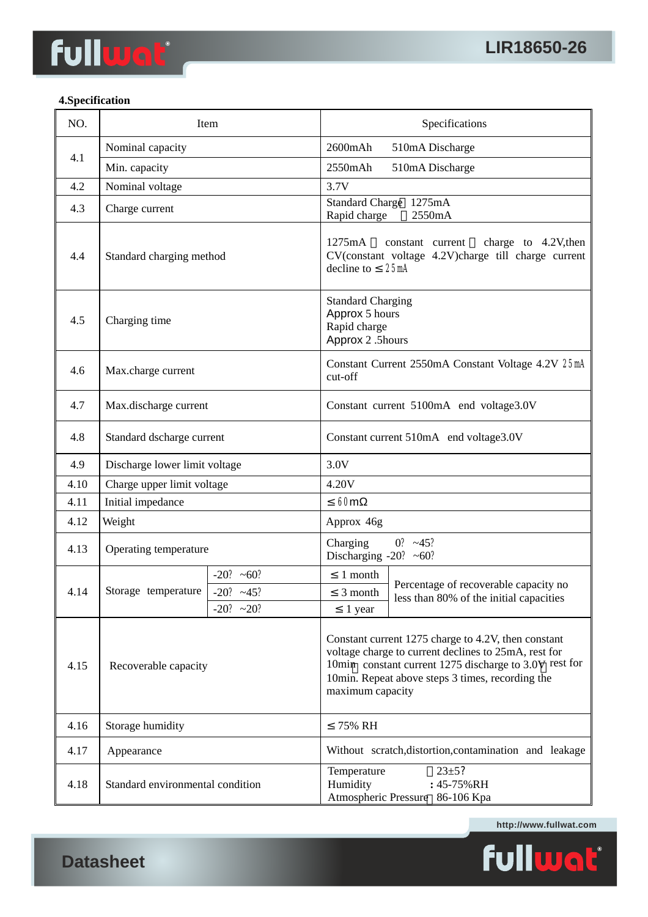## 4.Specification

| NO. | Item | | Specifications | |
|---|---|---|---|---|
| 4.1 | Nominal capacity | | 2600mAh 510mA Discharge | |
| | Min. capacity | | 2550mAh 510mA Discharge | |
| 4.2 | Nominal voltage | | 3.7V | |
| 4.3 | Charge current | | Standard Charge 1275mA<br>Rapid charge 2550mA | |
| 4.4 | Standard charging method | | 1275mA constant current charge to 4.2V,then CV(constant voltage 4.2V)charge till charge current decline to ≤25mA | |
| 4.5 | Charging time | | Standard Charging<br>Approx 5 hours<br>Rapid charge<br>Approx 2 .5hours | |
| 4.6 | Max.charge current | | Constant Current 2550mA Constant Voltage 4.2V 25mA cut-off | |
| 4.7 | Max.discharge current | | Constant current 5100mA end voltage3.0V | |
| 4.8 | Standard dscharge current | | Constant current 510mA end voltage3.0V | |
| 4.9 | Discharge lower limit voltage | | 3.0V | |
| 4.10 | Charge upper limit voltage | | 4.20V | |
| 4.11 | Initial impedance | | ≤60mΩ | |
| 4.12 | Weight | | Approx 46g | |
| 4.13 | Operating temperature | | Charging 0? ~45?<br>Discharging -20? ~60? | |
| 4.14 | Storage temperature | -20? ~60? | ≤1 month | Percentage of recoverable capacity no less than 80% of the initial capacities |
| | | -20? ~45? | ≤3 month | |
| | | -20? ~20? | ≤1 year | |
| 4.15 | Recoverable capacity | | Constant current 1275 charge to 4.2V, then constant voltage charge to current declines to 25mA, rest for 10min constant current 1275 discharge to 3.0V rest for 10min. Repeat above steps 3 times, recording the maximum capacity | |
| 4.16 | Storage humidity | | ≤75% RH | |
| 4.17 | Appearance | | Without scratch,distortion,contamination and leakage | |
| 4.18 | Standard environmental condition | | Temperature 23±5?<br>Humidity : 45-75%RH<br>Atmospheric Pressure 86-106 Kpa | |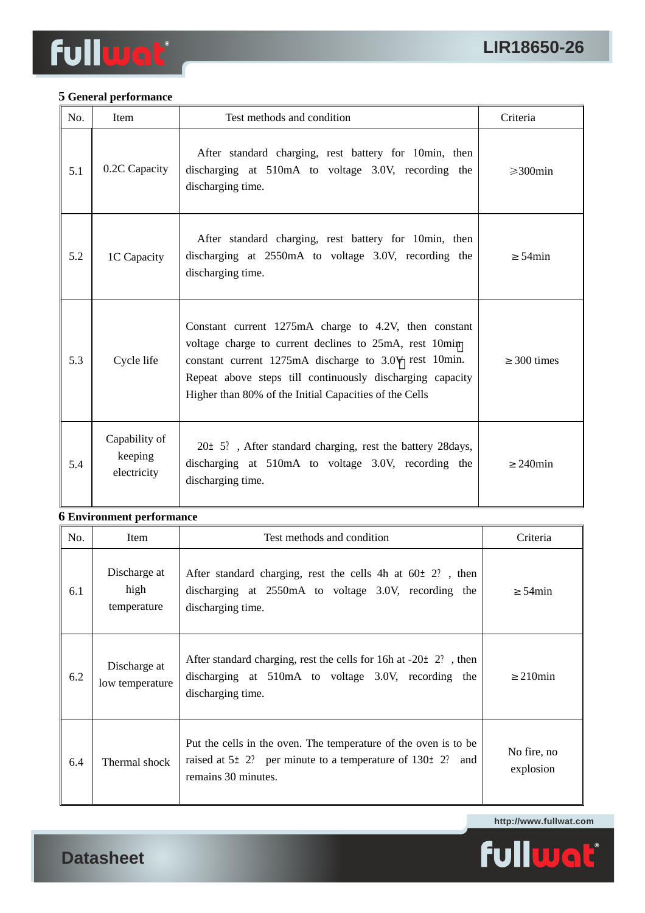## 5 General performance

| No. | Item | Test methods and condition | Criteria |
|---|---|---|---|
| 5.1 | 0.2C Capacity | After standard charging, rest battery for 10min, then discharging at 510mA to voltage 3.0V, recording the discharging time. | ≥300min |
| 5.2 | 1C Capacity | After standard charging, rest battery for 10min, then discharging at 2550mA to voltage 3.0V, recording the discharging time. | ≥54min |
| 5.3 | Cycle life | Constant current 1275mA charge to 4.2V, then constant voltage charge to current declines to 25mA, rest 10min constant current 1275mA discharge to 3.0V rest 10min. Repeat above steps till continuously discharging capacity Higher than 80% of the Initial Capacities of the Cells | ≥300 times |
| 5.4 | Capability of keeping electricity | 20± 5? , After standard charging, rest the battery 28days, discharging at 510mA to voltage 3.0V, recording the discharging time. | ≥240min |

## 6 Environment performance

| No. | Item | Test methods and condition | Criteria |
|---|---|---|---|
| 6.1 | Discharge at high temperature | After standard charging, rest the cells 4h at 60± 2? , then discharging at 2550mA to voltage 3.0V, recording the discharging time. | ≥54min |
| 6.2 | Discharge at low temperature | After standard charging, rest the cells for 16h at -20± 2? , then discharging at 510mA to voltage 3.0V, recording the discharging time. | ≥210min |
| 6.4 | Thermal shock | Put the cells in the oven. The temperature of the oven is to be raised at 5± 2? per minute to a temperature of 130± 2? and remains 30 minutes. | No fire, no explosion |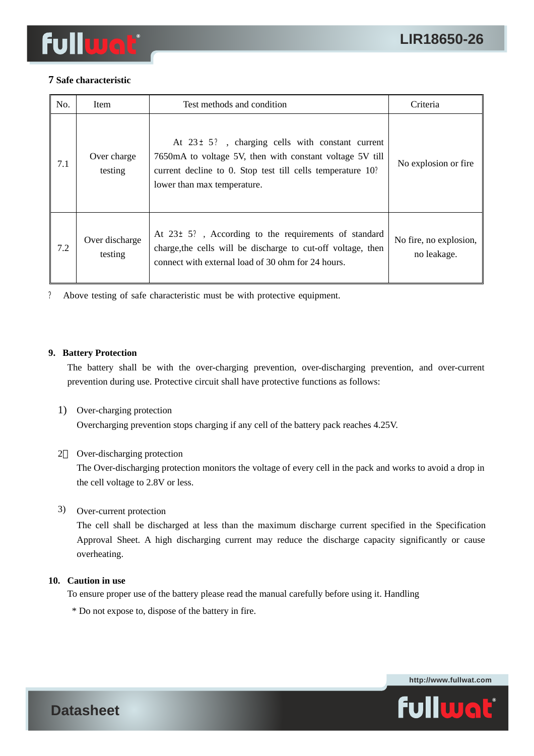## 7 Safe characteristic

| No. | Item | Test methods and condition | Criteria |
|---|---|---|---|
| 7.1 | Over charge testing | At 23± 5? , charging cells with constant current 7650mA to voltage 5V, then with constant voltage 5V till current decline to 0. Stop test till cells temperature 10? lower than max temperature. | No explosion or fire |
| 7.2 | Over discharge testing | At 23± 5? , According to the requirements of standard charge,the cells will be discharge to cut-off voltage, then connect with external load of 30 ohm for 24 hours. | No fire, no explosion, no leakage. |

? Above testing of safe characteristic must be with protective equipment.

## 9. Battery Protection

The battery shall be with the over-charging prevention, over-discharging prevention, and over-current prevention during use. Protective circuit shall have protective functions as follows:

1) Over-charging protection

Overcharging prevention stops charging if any cell of the battery pack reaches 4.25V.

2） Over-discharging protection

The Over-discharging protection monitors the voltage of every cell in the pack and works to avoid a drop in the cell voltage to 2.8V or less.

3) Over-current protection

The cell shall be discharged at less than the maximum discharge current specified in the Specification Approval Sheet. A high discharging current may reduce the discharge capacity significantly or cause overheating.

## 10. Caution in use

To ensure proper use of the battery please read the manual carefully before using it. Handling

* Do not expose to, dispose of the battery in fire.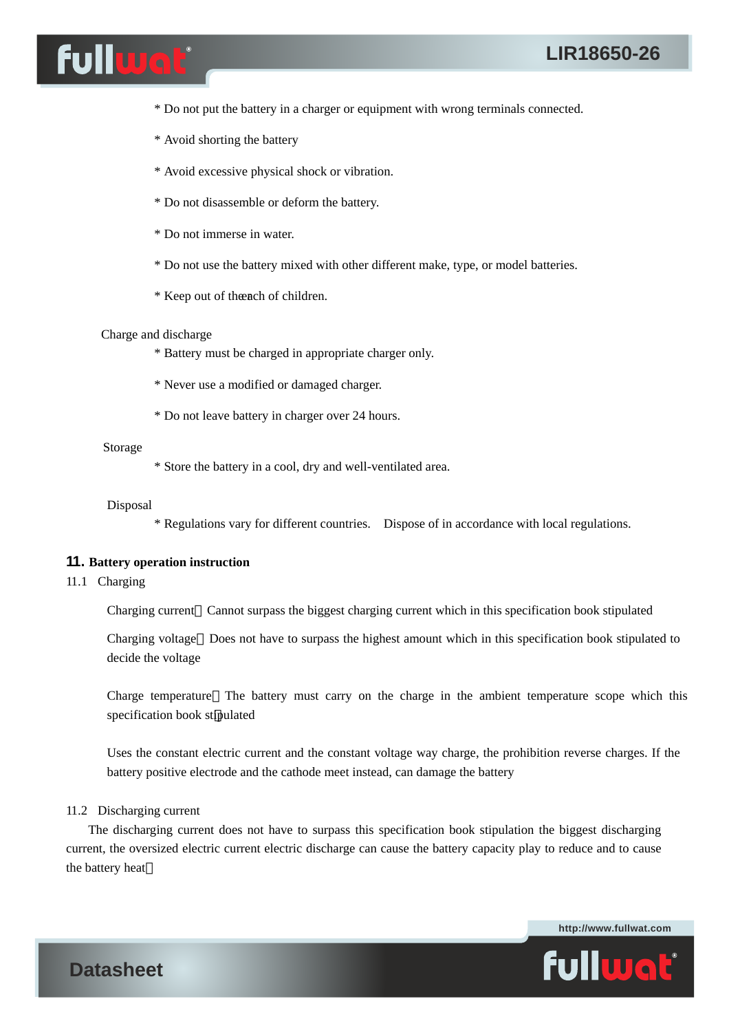* Do not put the battery in a charger or equipment with wrong terminals connected.

* Avoid shorting the battery

* Avoid excessive physical shock or vibration.

* Do not disassemble or deform the battery.

* Do not immerse in water.

* Do not use the battery mixed with other different make, type, or model batteries.

* Keep out of the reach of children.

Charge and discharge

* Battery must be charged in appropriate charger only.

* Never use a modified or damaged charger.

* Do not leave battery in charger over 24 hours.

Storage

* Store the battery in a cool, dry and well-ventilated area.

Disposal

* Regulations vary for different countries. Dispose of in accordance with local regulations.

## 11. Battery operation instruction

11.1 Charging

Charging current：Cannot surpass the biggest charging current which in this specification book stipulated

Charging voltage：Does not have to surpass the highest amount which in this specification book stipulated to decide the voltage

Charge temperature：The battery must carry on the charge in the ambient temperature scope which this specification book stipulated

Uses the constant electric current and the constant voltage way charge, the prohibition reverse charges. If the battery positive electrode and the cathode meet instead, can damage the battery

11.2 Discharging current

The discharging current does not have to surpass this specification book stipulation the biggest discharging current, the oversized electric current electric discharge can cause the battery capacity play to reduce and to cause the battery heat。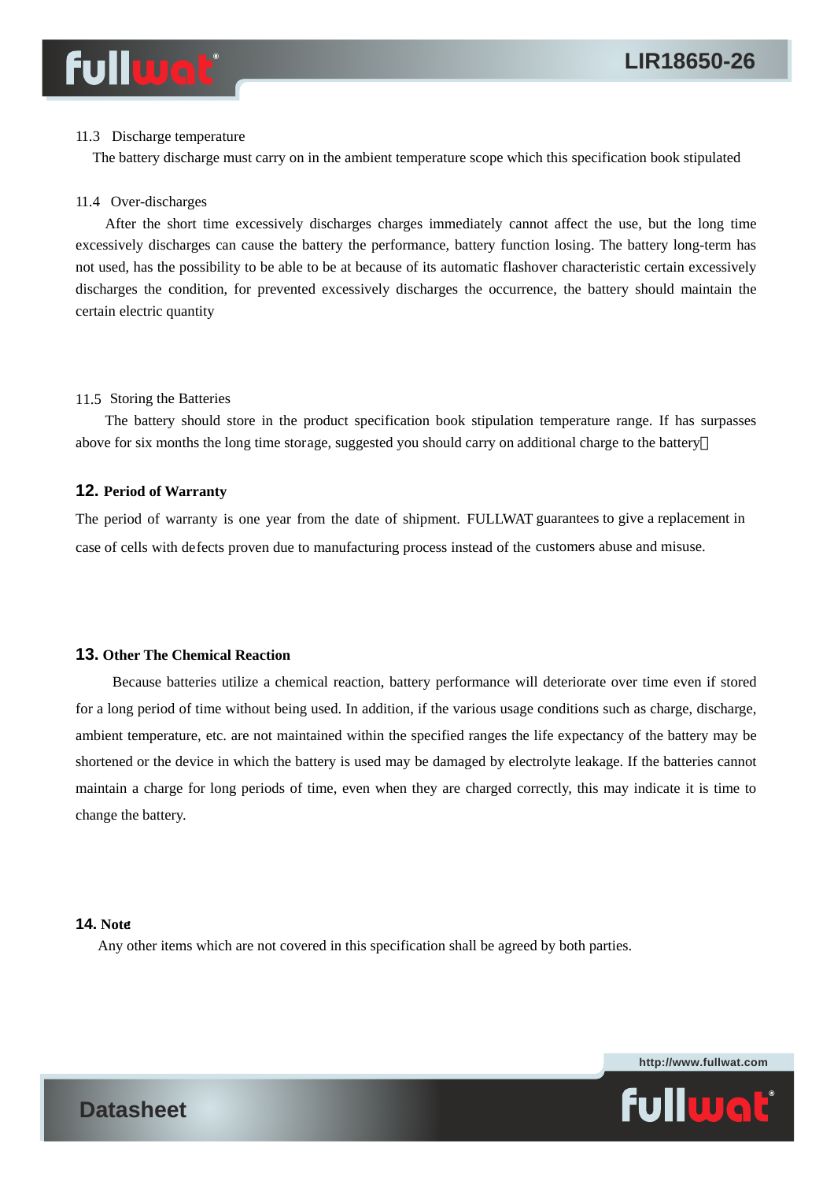11.3 Discharge temperature

The battery discharge must carry on in the ambient temperature scope which this specification book stipulated

11.4 Over-discharges

After the short time excessively discharges charges immediately cannot affect the use, but the long time excessively discharges can cause the battery the performance, battery function losing. The battery long-term has not used, has the possibility to be able to be at because of its automatic flashover characteristic certain excessively discharges the condition, for prevented excessively discharges the occurrence, the battery should maintain the certain electric quantity

11.5 Storing the Batteries

The battery should store in the product specification book stipulation temperature range. If has surpasses above for six months the long time storage, suggested you should carry on additional charge to the battery。

## 12. Period of Warranty

The period of warranty is one year from the date of shipment. FULLWAT guarantees to give a replacement in case of cells with defects proven due to manufacturing process instead of the customers abuse and misuse.

## 13. Other The Chemical Reaction

Because batteries utilize a chemical reaction, battery performance will deteriorate over time even if stored for a long period of time without being used. In addition, if the various usage conditions such as charge, discharge, ambient temperature, etc. are not maintained within the specified ranges the life expectancy of the battery may be shortened or the device in which the battery is used may be damaged by electrolyte leakage. If the batteries cannot maintain a charge for long periods of time, even when they are charged correctly, this may indicate it is time to change the battery.

## 14. Note

Any other items which are not covered in this specification shall be agreed by both parties.